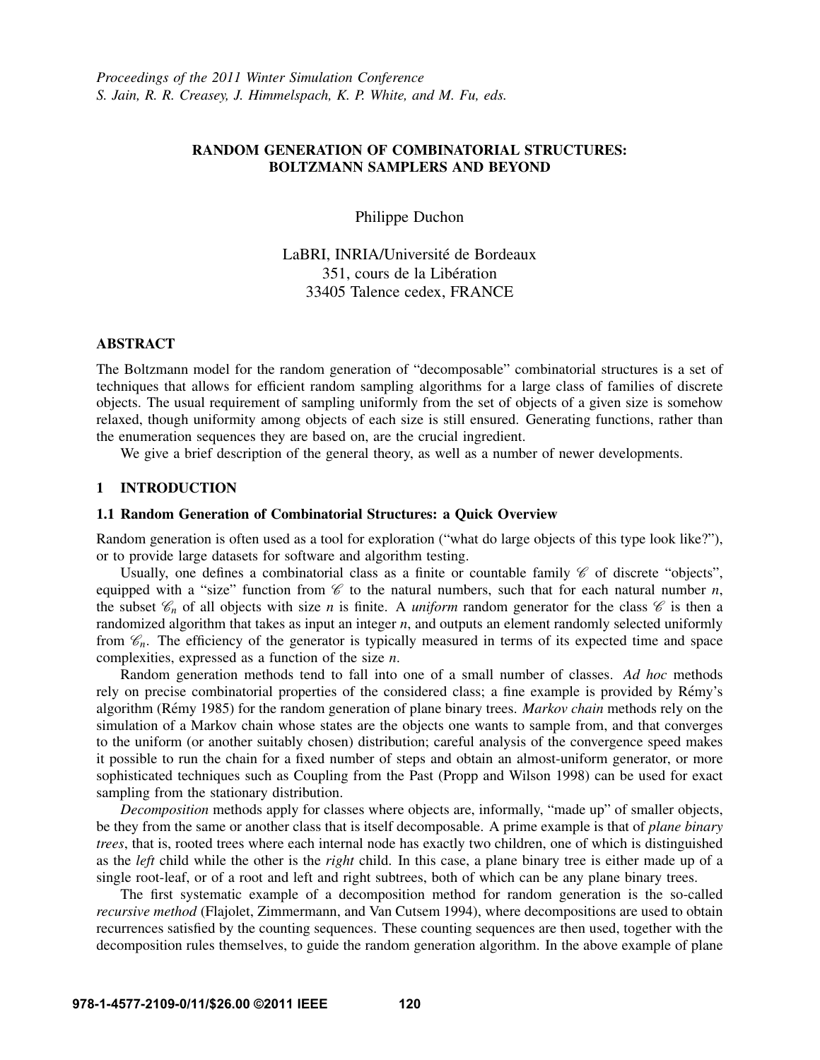# RANDOM GENERATION OF COMBINATORIAL STRUCTURES: BOLTZMANN SAMPLERS AND BEYOND

Philippe Duchon

LaBRI, INRIA/Université de Bordeaux
351, cours de la Libération
33405 Talence cedex, FRANCE

## ABSTRACT

The Boltzmann model for the random generation of "decomposable" combinatorial structures is a set of techniques that allows for efficient random sampling algorithms for a large class of families of discrete objects. The usual requirement of sampling uniformly from the set of objects of a given size is somehow relaxed, though uniformity among objects of each size is still ensured. Generating functions, rather than the enumeration sequences they are based on, are the crucial ingredient.

We give a brief description of the general theory, as well as a number of newer developments.

## 1 INTRODUCTION

### 1.1 Random Generation of Combinatorial Structures: a Quick Overview

Random generation is often used as a tool for exploration ("what do large objects of this type look like?"), or to provide large datasets for software and algorithm testing.

Usually, one defines a combinatorial class as a finite or countable family $\mathscr{C}$ of discrete "objects", equipped with a "size" function from $\mathscr{C}$ to the natural numbers, such that for each natural number $n$, the subset $\mathscr{C}_n$ of all objects with size $n$ is finite. A *uniform* random generator for the class $\mathscr{C}$ is then a randomized algorithm that takes as input an integer $n$, and outputs an element randomly selected uniformly from $\mathscr{C}_n$. The efficiency of the generator is typically measured in terms of its expected time and space complexities, expressed as a function of the size $n$.

Random generation methods tend to fall into one of a small number of classes. *Ad hoc* methods rely on precise combinatorial properties of the considered class; a fine example is provided by Rémy's algorithm (Rémy 1985) for the random generation of plane binary trees. *Markov chain* methods rely on the simulation of a Markov chain whose states are the objects one wants to sample from, and that converges to the uniform (or another suitably chosen) distribution; careful analysis of the convergence speed makes it possible to run the chain for a fixed number of steps and obtain an almost-uniform generator, or more sophisticated techniques such as Coupling from the Past (Propp and Wilson 1998) can be used for exact sampling from the stationary distribution.

*Decomposition* methods apply for classes where objects are, informally, "made up" of smaller objects, be they from the same or another class that is itself decomposable. A prime example is that of *plane binary trees*, that is, rooted trees where each internal node has exactly two children, one of which is distinguished as the *left* child while the other is the *right* child. In this case, a plane binary tree is either made up of a single root-leaf, or of a root and left and right subtrees, both of which can be any plane binary trees.

The first systematic example of a decomposition method for random generation is the so-called *recursive method* (Flajolet, Zimmermann, and Van Cutsem 1994), where decompositions are used to obtain recurrences satisfied by the counting sequences. These counting sequences are then used, together with the decomposition rules themselves, to guide the random generation algorithm. In the above example of plane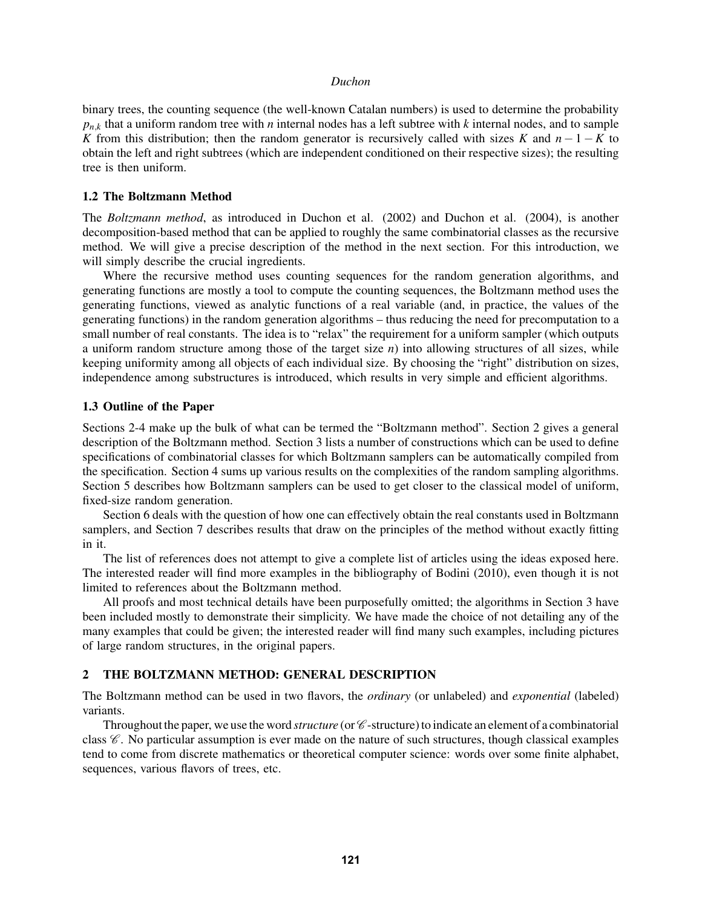binary trees, the counting sequence (the well-known Catalan numbers) is used to determine the probability $p_{n,k}$ that a uniform random tree with $n$ internal nodes has a left subtree with $k$ internal nodes, and to sample $K$ from this distribution; then the random generator is recursively called with sizes $K$ and $n-1-K$ to obtain the left and right subtrees (which are independent conditioned on their respective sizes); the resulting tree is then uniform.

### 1.2 The Boltzmann Method

The *Boltzmann method*, as introduced in Duchon et al. (2002) and Duchon et al. (2004), is another decomposition-based method that can be applied to roughly the same combinatorial classes as the recursive method. We will give a precise description of the method in the next section. For this introduction, we will simply describe the crucial ingredients.

Where the recursive method uses counting sequences for the random generation algorithms, and generating functions are mostly a tool to compute the counting sequences, the Boltzmann method uses the generating functions, viewed as analytic functions of a real variable (and, in practice, the values of the generating functions) in the random generation algorithms – thus reducing the need for precomputation to a small number of real constants. The idea is to "relax" the requirement for a uniform sampler (which outputs a uniform random structure among those of the target size $n$) into allowing structures of all sizes, while keeping uniformity among all objects of each individual size. By choosing the "right" distribution on sizes, independence among substructures is introduced, which results in very simple and efficient algorithms.

### 1.3 Outline of the Paper

Sections 2-4 make up the bulk of what can be termed the "Boltzmann method". Section 2 gives a general description of the Boltzmann method. Section 3 lists a number of constructions which can be used to define specifications of combinatorial classes for which Boltzmann samplers can be automatically compiled from the specification. Section 4 sums up various results on the complexities of the random sampling algorithms. Section 5 describes how Boltzmann samplers can be used to get closer to the classical model of uniform, fixed-size random generation.

Section 6 deals with the question of how one can effectively obtain the real constants used in Boltzmann samplers, and Section 7 describes results that draw on the principles of the method without exactly fitting in it.

The list of references does not attempt to give a complete list of articles using the ideas exposed here. The interested reader will find more examples in the bibliography of Bodini (2010), even though it is not limited to references about the Boltzmann method.

All proofs and most technical details have been purposefully omitted; the algorithms in Section 3 have been included mostly to demonstrate their simplicity. We have made the choice of not detailing any of the many examples that could be given; the interested reader will find many such examples, including pictures of large random structures, in the original papers.

## 2 THE BOLTZMANN METHOD: GENERAL DESCRIPTION

The Boltzmann method can be used in two flavors, the *ordinary* (or unlabeled) and *exponential* (labeled) variants.

Throughout the paper, we use the word *structure* (or $\mathscr{C}$-structure) to indicate an element of a combinatorial class $\mathscr{C}$. No particular assumption is ever made on the nature of such structures, though classical examples tend to come from discrete mathematics or theoretical computer science: words over some finite alphabet, sequences, various flavors of trees, etc.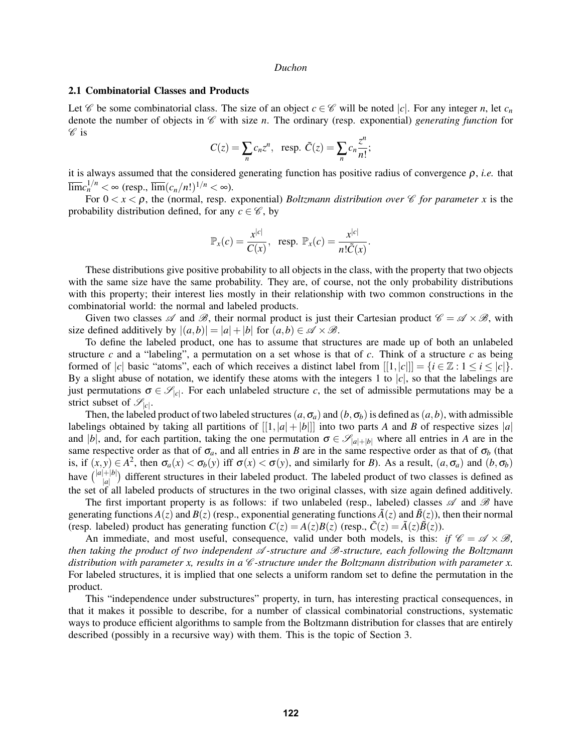### 2.1 Combinatorial Classes and Products

Let $\mathscr{C}$ be some combinatorial class. The size of an object $c \in \mathscr{C}$ will be noted $|c|$. For any integer $n$, let $c_n$ denote the number of objects in $\mathscr{C}$ with size $n$. The ordinary (resp. exponential) *generating function* for $\mathscr{C}$ is

$$C(z) = \sum_n c_n z^n, \text{ resp. } \tilde{C}(z) = \sum_n c_n \frac{z^n}{n!};$$

it is always assumed that the considered generating function has positive radius of convergence $\rho$, *i.e.* that $\overline{\lim} c_n^{1/n} < \infty$ (resp., $\overline{\lim}(c_n/n!)^{1/n} < \infty$).

For $0 < x < \rho$, the (normal, resp. exponential) *Boltzmann distribution over $\mathscr{C}$ for parameter $x$* is the probability distribution defined, for any $c \in \mathscr{C}$, by

$$\mathbb{P}_x(c) = \frac{x^{|c|}}{C(x)}, \text{ resp. } \mathbb{P}_x(c) = \frac{x^{|c|}}{n!\tilde{C}(x)}.$$

These distributions give positive probability to all objects in the class, with the property that two objects with the same size have the same probability. They are, of course, not the only probability distributions with this property; their interest lies mostly in their relationship with two common constructions in the combinatorial world: the normal and labeled products.

Given two classes $\mathscr{A}$ and $\mathscr{B}$, their normal product is just their Cartesian product $\mathscr{C} = \mathscr{A} \times \mathscr{B}$, with size defined additively by $|(a,b)| = |a| + |b|$ for $(a,b) \in \mathscr{A} \times \mathscr{B}$.

To define the labeled product, one has to assume that structures are made up of both an unlabeled structure $c$ and a "labeling", a permutation on a set whose is that of $c$. Think of a structure $c$ as being formed of $|c|$ basic "atoms", each of which receives a distinct label from $[[1,|c|]] = \{i \in \mathbb{Z} : 1 \leq i \leq |c|\}$. By a slight abuse of notation, we identify these atoms with the integers 1 to $|c|$, so that the labelings are just permutations $\sigma \in \mathscr{S}_{|c|}$. For each unlabeled structure $c$, the set of admissible permutations may be a strict subset of $\mathscr{S}_{|c|}$.

Then, the labeled product of two labeled structures $(a, \sigma_a)$ and $(b, \sigma_b)$ is defined as $(a,b)$, with admissible labelings obtained by taking all partitions of $[[1, |a|+|b|]]$ into two parts $A$ and $B$ of respective sizes $|a|$ and $|b|$, and, for each partition, taking the one permutation $\sigma \in \mathscr{S}_{|a|+|b|}$ where all entries in $A$ are in the same respective order as that of $\sigma_a$, and all entries in $B$ are in the same respective order as that of $\sigma_b$ (that is, if $(x,y) \in A^2$, then $\sigma_a(x) < \sigma_b(y)$ iff $\sigma(x) < \sigma(y)$, and similarly for $B$). As a result, $(a, \sigma_a)$ and $(b, \sigma_b)$ have $\binom{|a|+|b|}{|a|}$ different structures in their labeled product. The labeled product of two classes is defined as the set of all labeled products of structures in the two original classes, with size again defined additively.

The first important property is as follows: if two unlabeled (resp., labeled) classes $\mathscr{A}$ and $\mathscr{B}$ have generating functions $A(z)$ and $B(z)$ (resp., exponential generating functions $\tilde{A}(z)$ and $\tilde{B}(z)$), then their normal (resp. labeled) product has generating function $C(z) = A(z)B(z)$ (resp., $\tilde{C}(z) = \tilde{A}(z)\tilde{B}(z)$).

An immediate, and most useful, consequence, valid under both models, is this: *if $\mathscr{C} = \mathscr{A} \times \mathscr{B}$, then taking the product of two independent $\mathscr{A}$-structure and $\mathscr{B}$-structure, each following the Boltzmann distribution with parameter $x$, results in a $\mathscr{C}$-structure under the Boltzmann distribution with parameter $x$.* For labeled structures, it is implied that one selects a uniform random set to define the permutation in the product.

This "independence under substructures" property, in turn, has interesting practical consequences, in that it makes it possible to describe, for a number of classical combinatorial constructions, systematic ways to produce efficient algorithms to sample from the Boltzmann distribution for classes that are entirely described (possibly in a recursive way) with them. This is the topic of Section 3.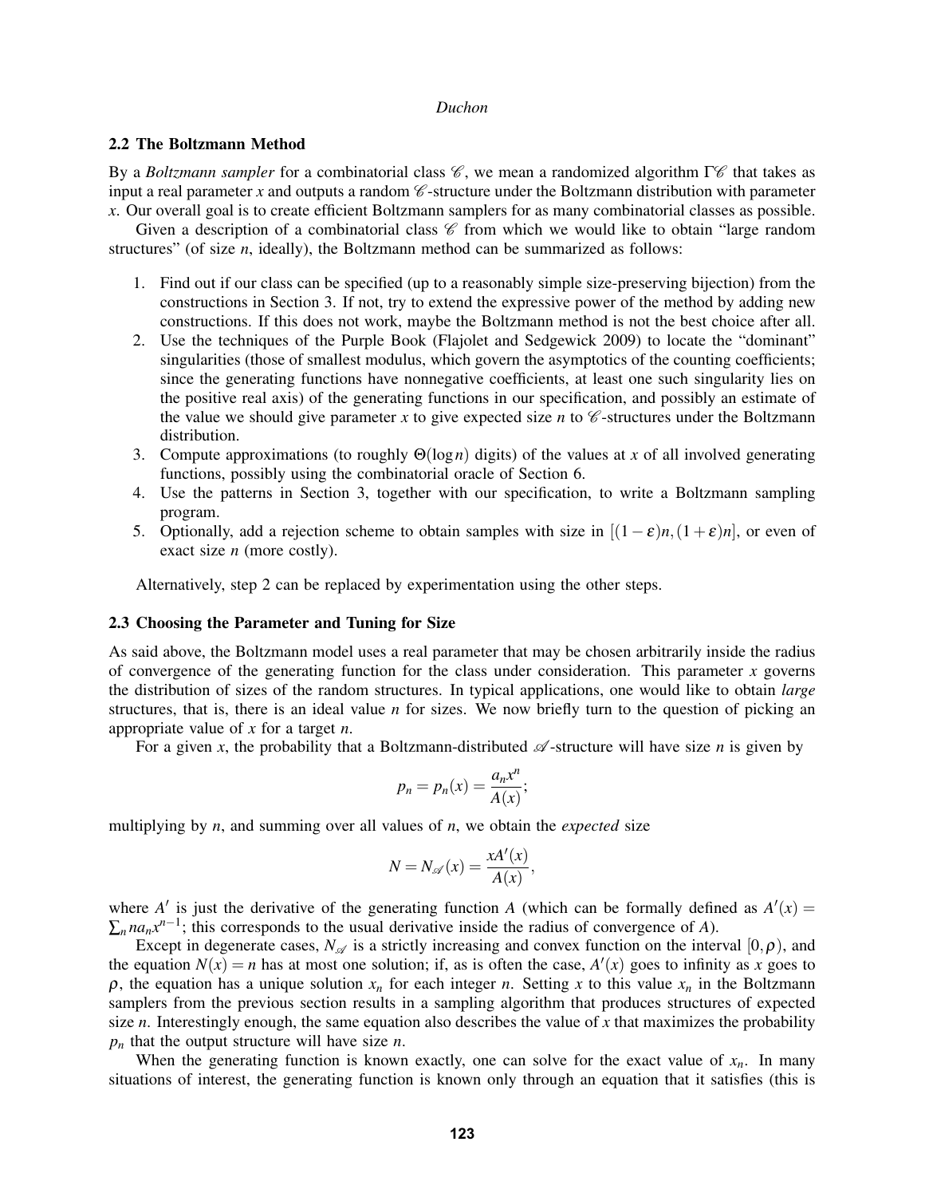### 2.2 The Boltzmann Method

By a *Boltzmann sampler* for a combinatorial class $\mathscr{C}$, we mean a randomized algorithm $\Gamma\mathscr{C}$ that takes as input a real parameter $x$ and outputs a random $\mathscr{C}$-structure under the Boltzmann distribution with parameter $x$. Our overall goal is to create efficient Boltzmann samplers for as many combinatorial classes as possible.

Given a description of a combinatorial class $\mathscr{C}$ from which we would like to obtain "large random structures" (of size $n$, ideally), the Boltzmann method can be summarized as follows:

1. Find out if our class can be specified (up to a reasonably simple size-preserving bijection) from the constructions in Section 3. If not, try to extend the expressive power of the method by adding new constructions. If this does not work, maybe the Boltzmann method is not the best choice after all.
2. Use the techniques of the Purple Book (Flajolet and Sedgewick 2009) to locate the "dominant" singularities (those of smallest modulus, which govern the asymptotics of the counting coefficients; since the generating functions have nonnegative coefficients, at least one such singularity lies on the positive real axis) of the generating functions in our specification, and possibly an estimate of the value we should give parameter $x$ to give expected size $n$ to $\mathscr{C}$-structures under the Boltzmann distribution.
3. Compute approximations (to roughly $\Theta(\log n)$ digits) of the values at $x$ of all involved generating functions, possibly using the combinatorial oracle of Section 6.
4. Use the patterns in Section 3, together with our specification, to write a Boltzmann sampling program.
5. Optionally, add a rejection scheme to obtain samples with size in $[(1-\varepsilon)n, (1+\varepsilon)n]$, or even of exact size $n$ (more costly).

Alternatively, step 2 can be replaced by experimentation using the other steps.

### 2.3 Choosing the Parameter and Tuning for Size

As said above, the Boltzmann model uses a real parameter that may be chosen arbitrarily inside the radius of convergence of the generating function for the class under consideration. This parameter $x$ governs the distribution of sizes of the random structures. In typical applications, one would like to obtain *large* structures, that is, there is an ideal value $n$ for sizes. We now briefly turn to the question of picking an appropriate value of $x$ for a target $n$.

For a given $x$, the probability that a Boltzmann-distributed $\mathscr{A}$-structure will have size $n$ is given by

$$p_n = p_n(x) = \frac{a_n x^n}{A(x)};$$

multiplying by $n$, and summing over all values of $n$, we obtain the *expected* size

$$N = N_{\mathscr{A}}(x) = \frac{xA'(x)}{A(x)},$$

where $A'$ is just the derivative of the generating function $A$ (which can be formally defined as $A'(x) = \sum_n n a_n x^{n-1}$; this corresponds to the usual derivative inside the radius of convergence of $A$).

Except in degenerate cases, $N_{\mathscr{A}}$ is a strictly increasing and convex function on the interval $[0, \rho)$, and the equation $N(x) = n$ has at most one solution; if, as is often the case, $A'(x)$ goes to infinity as $x$ goes to $\rho$, the equation has a unique solution $x_n$ for each integer $n$. Setting $x$ to this value $x_n$ in the Boltzmann samplers from the previous section results in a sampling algorithm that produces structures of expected size $n$. Interestingly enough, the same equation also describes the value of $x$ that maximizes the probability $p_n$ that the output structure will have size $n$.

When the generating function is known exactly, one can solve for the exact value of $x_n$. In many situations of interest, the generating function is known only through an equation that it satisfies (this is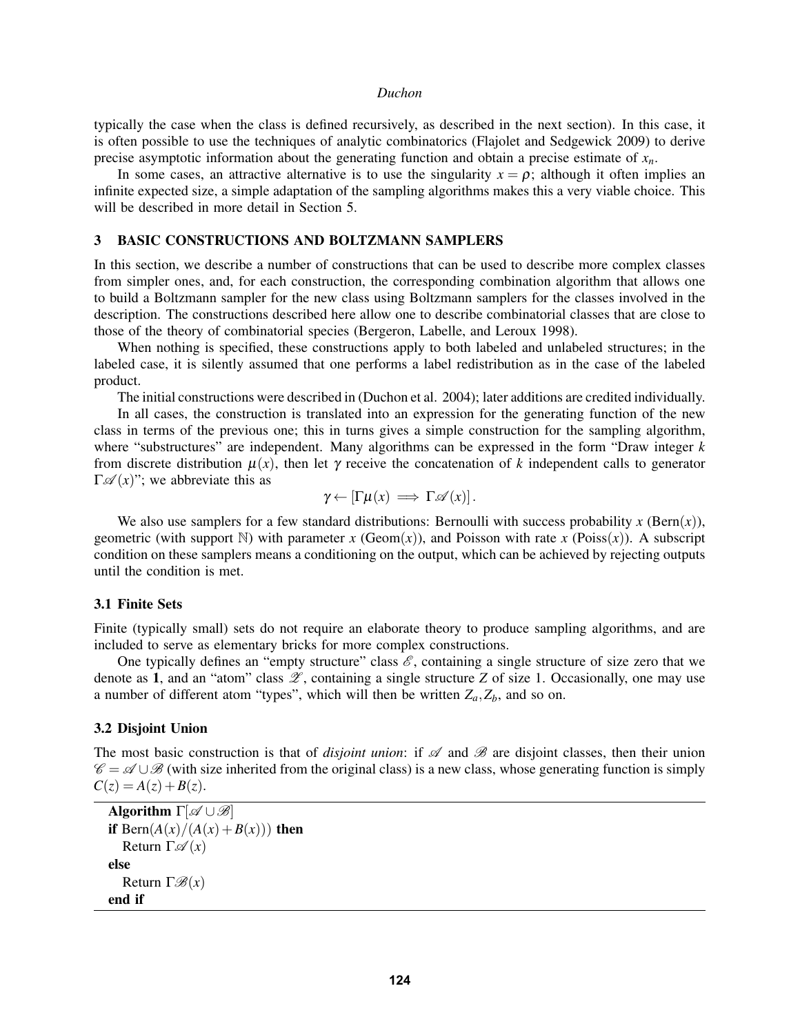typically the case when the class is defined recursively, as described in the next section). In this case, it is often possible to use the techniques of analytic combinatorics (Flajolet and Sedgewick 2009) to derive precise asymptotic information about the generating function and obtain a precise estimate of $x_n$.

In some cases, an attractive alternative is to use the singularity $x = \rho$; although it often implies an infinite expected size, a simple adaptation of the sampling algorithms makes this a very viable choice. This will be described in more detail in Section 5.

## 3 BASIC CONSTRUCTIONS AND BOLTZMANN SAMPLERS

In this section, we describe a number of constructions that can be used to describe more complex classes from simpler ones, and, for each construction, the corresponding combination algorithm that allows one to build a Boltzmann sampler for the new class using Boltzmann samplers for the classes involved in the description. The constructions described here allow one to describe combinatorial classes that are close to those of the theory of combinatorial species (Bergeron, Labelle, and Leroux 1998).

When nothing is specified, these constructions apply to both labeled and unlabeled structures; in the labeled case, it is silently assumed that one performs a label redistribution as in the case of the labeled product.

The initial constructions were described in (Duchon et al. 2004); later additions are credited individually.

In all cases, the construction is translated into an expression for the generating function of the new class in terms of the previous one; this in turns gives a simple construction for the sampling algorithm, where "substructures" are independent. Many algorithms can be expressed in the form "Draw integer $k$ from discrete distribution $\mu(x)$, then let $\gamma$ receive the concatenation of $k$ independent calls to generator $\Gamma\mathscr{A}(x)$"; we abbreviate this as

$$\gamma \leftarrow [\Gamma\mu(x) \implies \Gamma\mathscr{A}(x)].$$

We also use samplers for a few standard distributions: Bernoulli with success probability $x$ ($\mathrm{Bern}(x)$), geometric (with support $\mathbb{N}$) with parameter $x$ ($\mathrm{Geom}(x)$), and Poisson with rate $x$ ($\mathrm{Poiss}(x)$). A subscript condition on these samplers means a conditioning on the output, which can be achieved by rejecting outputs until the condition is met.

### 3.1 Finite Sets

Finite (typically small) sets do not require an elaborate theory to produce sampling algorithms, and are included to serve as elementary bricks for more complex constructions.

One typically defines an "empty structure" class $\mathscr{E}$, containing a single structure of size zero that we denote as $\mathbf{1}$, and an "atom" class $\mathscr{Z}$, containing a single structure $Z$ of size 1. Occasionally, one may use a number of different atom "types", which will then be written $Z_a, Z_b$, and so on.

### 3.2 Disjoint Union

The most basic construction is that of *disjoint union*: if $\mathscr{A}$ and $\mathscr{B}$ are disjoint classes, then their union $\mathscr{C} = \mathscr{A} \cup \mathscr{B}$ (with size inherited from the original class) is a new class, whose generating function is simply $C(z) = A(z) + B(z)$.

```
Algorithm Γ[𝒜 ∪ ℬ]
if Bern(A(x)/(A(x)+B(x))) then
    Return Γ𝒜(x)
else
    Return Γℬ(x)
end if
```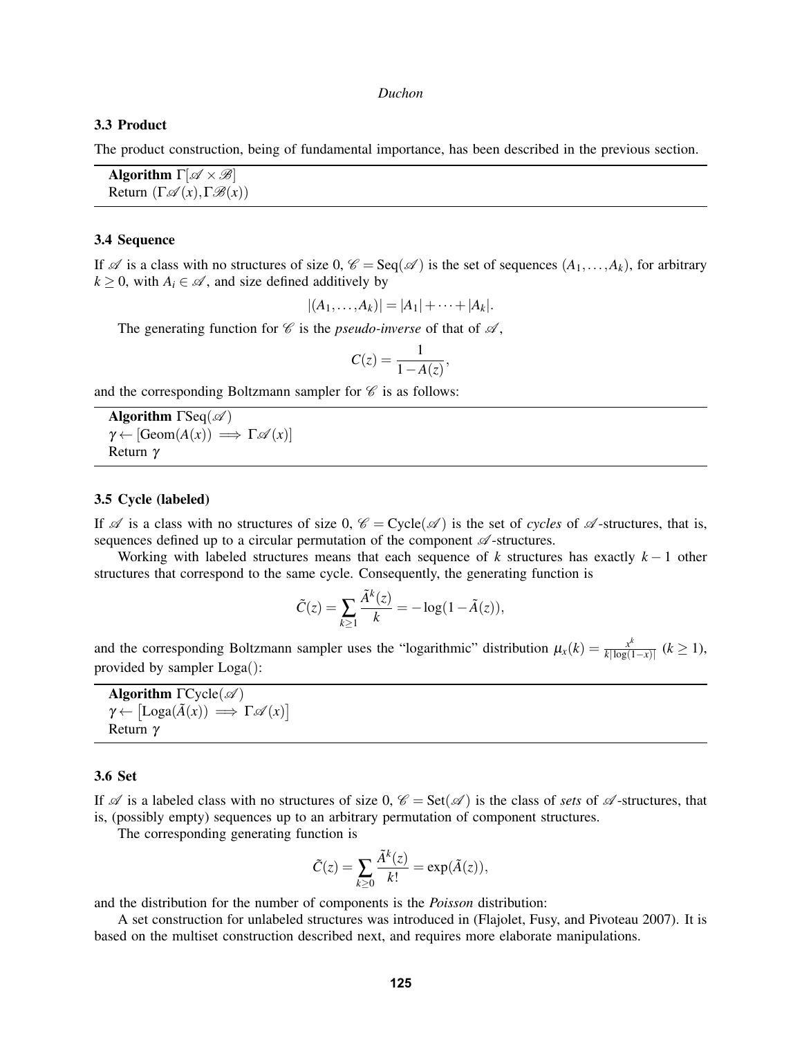### 3.3 Product

The product construction, being of fundamental importance, has been described in the previous section.

**Algorithm** $\Gamma[\mathscr{A} \times \mathscr{B}]$
Return $(\Gamma\mathscr{A}(x), \Gamma\mathscr{B}(x))$

### 3.4 Sequence

If $\mathscr{A}$ is a class with no structures of size 0, $\mathscr{C} = \mathrm{Seq}(\mathscr{A})$ is the set of sequences $(A_1, \ldots, A_k)$, for arbitrary $k \geq 0$, with $A_i \in \mathscr{A}$, and size defined additively by

$$|(A_1, \ldots, A_k)| = |A_1| + \cdots + |A_k|.$$

The generating function for $\mathscr{C}$ is the *pseudo-inverse* of that of $\mathscr{A}$,

$$C(z) = \frac{1}{1 - A(z)},$$

and the corresponding Boltzmann sampler for $\mathscr{C}$ is as follows:

**Algorithm** $\Gamma\mathrm{Seq}(\mathscr{A})$
$\gamma \leftarrow [\mathrm{Geom}(A(x)) \implies \Gamma\mathscr{A}(x)]$
Return $\gamma$

### 3.5 Cycle (labeled)

If $\mathscr{A}$ is a class with no structures of size 0, $\mathscr{C} = \mathrm{Cycle}(\mathscr{A})$ is the set of *cycles* of $\mathscr{A}$-structures, that is, sequences defined up to a circular permutation of the component $\mathscr{A}$-structures.

Working with labeled structures means that each sequence of $k$ structures has exactly $k-1$ other structures that correspond to the same cycle. Consequently, the generating function is

$$\tilde{C}(z) = \sum_{k \geq 1} \frac{\tilde{A}^k(z)}{k} = -\log(1 - \tilde{A}(z)),$$

and the corresponding Boltzmann sampler uses the "logarithmic" distribution $\mu_x(k) = \frac{x^k}{k|\log(1-x)|}$ ($k \geq 1$), provided by sampler Loga():

**Algorithm** $\Gamma\mathrm{Cycle}(\mathscr{A})$
$\gamma \leftarrow \left[\mathrm{Loga}(\tilde{A}(x)) \implies \Gamma\mathscr{A}(x)\right]$
Return $\gamma$

### 3.6 Set

If $\mathscr{A}$ is a labeled class with no structures of size 0, $\mathscr{C} = \mathrm{Set}(\mathscr{A})$ is the class of *sets* of $\mathscr{A}$-structures, that is, (possibly empty) sequences up to an arbitrary permutation of component structures.

The corresponding generating function is

$$\tilde{C}(z) = \sum_{k \geq 0} \frac{\tilde{A}^k(z)}{k!} = \exp(\tilde{A}(z)),$$

and the distribution for the number of components is the *Poisson* distribution:

A set construction for unlabeled structures was introduced in (Flajolet, Fusy, and Pivoteau 2007). It is based on the multiset construction described next, and requires more elaborate manipulations.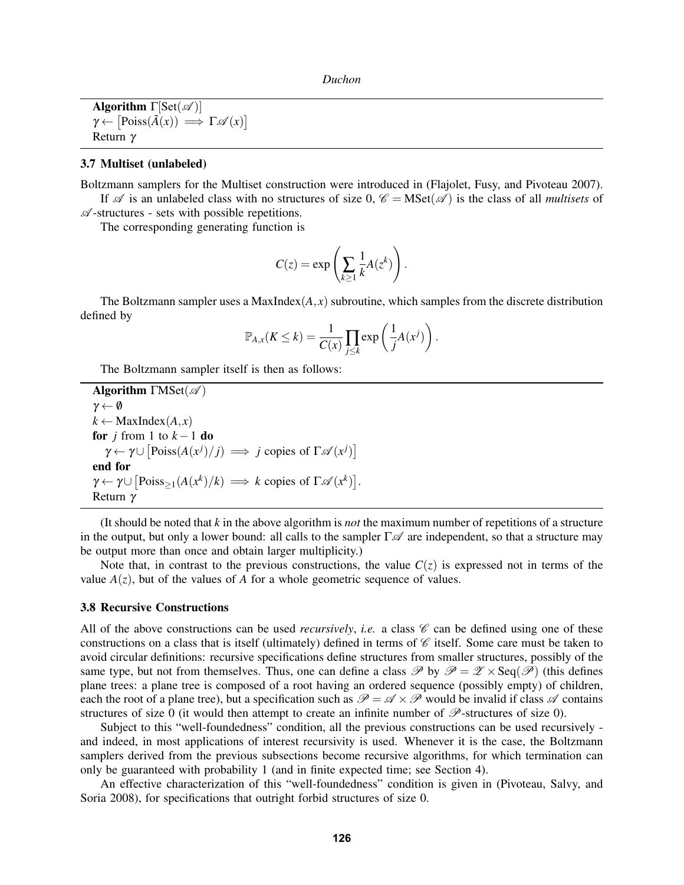**Algorithm** $\Gamma[\text{Set}(\mathscr{A})]$
$\gamma \leftarrow [\text{Poiss}(\tilde{A}(x)) \implies \Gamma\mathscr{A}(x)]$
Return $\gamma$

### 3.7 Multiset (unlabeled)

Boltzmann samplers for the Multiset construction were introduced in (Flajolet, Fusy, and Pivoteau 2007).

If $\mathscr{A}$ is an unlabeled class with no structures of size 0, $\mathscr{C} = \text{MSet}(\mathscr{A})$ is the class of all *multisets* of $\mathscr{A}$-structures - sets with possible repetitions.

The corresponding generating function is

$$C(z) = \exp\left(\sum_{k \geq 1} \frac{1}{k} A(z^k)\right).$$

The Boltzmann sampler uses a $\text{MaxIndex}(A, x)$ subroutine, which samples from the discrete distribution defined by

$$\mathbb{P}_{A,x}(K \leq k) = \frac{1}{C(x)} \prod_{j \leq k} \exp\left(\frac{1}{j} A(x^j)\right).$$

The Boltzmann sampler itself is then as follows:

**Algorithm** $\Gamma\text{MSet}(\mathscr{A})$
$\gamma \leftarrow \emptyset$
$k \leftarrow \text{MaxIndex}(A, x)$
**for** $j$ from 1 to $k-1$ **do**
  $\gamma \leftarrow \gamma \cup [\text{Poiss}(A(x^j)/j) \implies j \text{ copies of } \Gamma\mathscr{A}(x^j)]$
**end for**
$\gamma \leftarrow \gamma \cup [\text{Poiss}_{\geq 1}(A(x^k)/k) \implies k \text{ copies of } \Gamma\mathscr{A}(x^k)]$.
Return $\gamma$

(It should be noted that $k$ in the above algorithm is *not* the maximum number of repetitions of a structure in the output, but only a lower bound: all calls to the sampler $\Gamma\mathscr{A}$ are independent, so that a structure may be output more than once and obtain larger multiplicity.)

Note that, in contrast to the previous constructions, the value $C(z)$ is expressed not in terms of the value $A(z)$, but of the values of $A$ for a whole geometric sequence of values.

### 3.8 Recursive Constructions

All of the above constructions can be used *recursively*, *i.e.* a class $\mathscr{C}$ can be defined using one of these constructions on a class that is itself (ultimately) defined in terms of $\mathscr{C}$ itself. Some care must be taken to avoid circular definitions: recursive specifications define structures from smaller structures, possibly of the same type, but not from themselves. Thus, one can define a class $\mathscr{P}$ by $\mathscr{P} = \mathscr{Z} \times \text{Seq}(\mathscr{P})$ (this defines plane trees: a plane tree is composed of a root having an ordered sequence (possibly empty) of children, each the root of a plane tree), but a specification such as $\mathscr{P} = \mathscr{A} \times \mathscr{P}$ would be invalid if class $\mathscr{A}$ contains structures of size 0 (it would then attempt to create an infinite number of $\mathscr{P}$-structures of size 0).

Subject to this "well-foundedness" condition, all the previous constructions can be used recursively - and indeed, in most applications of interest recursivity is used. Whenever it is the case, the Boltzmann samplers derived from the previous subsections become recursive algorithms, for which termination can only be guaranteed with probability 1 (and in finite expected time; see Section 4).

An effective characterization of this "well-foundedness" condition is given in (Pivoteau, Salvy, and Soria 2008), for specifications that outright forbid structures of size 0.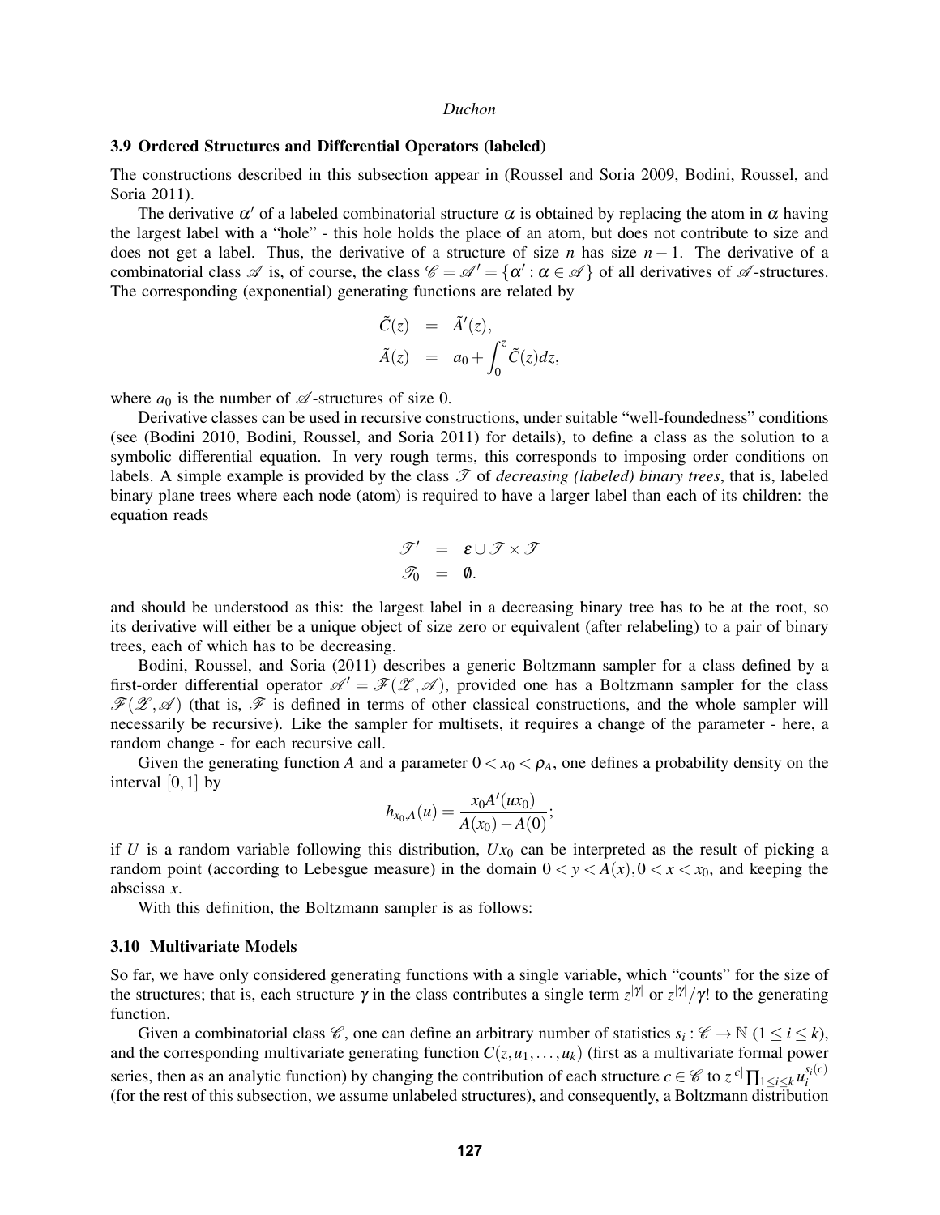### 3.9 Ordered Structures and Differential Operators (labeled)

The constructions described in this subsection appear in (Roussel and Soria 2009, Bodini, Roussel, and Soria 2011).

The derivative $\alpha'$ of a labeled combinatorial structure $\alpha$ is obtained by replacing the atom in $\alpha$ having the largest label with a "hole" - this hole holds the place of an atom, but does not contribute to size and does not get a label. Thus, the derivative of a structure of size $n$ has size $n-1$. The derivative of a combinatorial class $\mathscr{A}$ is, of course, the class $\mathscr{C} = \mathscr{A}' = \{\alpha' : \alpha \in \mathscr{A}\}$ of all derivatives of $\mathscr{A}$-structures. The corresponding (exponential) generating functions are related by

$$
\begin{aligned}
\tilde{C}(z) &= \tilde{A}'(z), \\
\tilde{A}(z) &= a_0 + \int_0^z \tilde{C}(z)dz,
\end{aligned}
$$

where $a_0$ is the number of $\mathscr{A}$-structures of size 0.

Derivative classes can be used in recursive constructions, under suitable "well-foundedness" conditions (see (Bodini 2010, Bodini, Roussel, and Soria 2011) for details), to define a class as the solution to a symbolic differential equation. In very rough terms, this corresponds to imposing order conditions on labels. A simple example is provided by the class $\mathscr{T}$ of *decreasing (labeled) binary trees*, that is, labeled binary plane trees where each node (atom) is required to have a larger label than each of its children: the equation reads

$$
\begin{aligned}
\mathscr{T}' &= \varepsilon \cup \mathscr{T} \times \mathscr{T} \\
\mathscr{T}_0 &= \emptyset.
\end{aligned}
$$

and should be understood as this: the largest label in a decreasing binary tree has to be at the root, so its derivative will either be a unique object of size zero or equivalent (after relabeling) to a pair of binary trees, each of which has to be decreasing.

Bodini, Roussel, and Soria (2011) describes a generic Boltzmann sampler for a class defined by a first-order differential operator $\mathscr{A}' = \mathscr{F}(\mathscr{Z}, \mathscr{A})$, provided one has a Boltzmann sampler for the class $\mathscr{F}(\mathscr{Z}, \mathscr{A})$ (that is, $\mathscr{F}$ is defined in terms of other classical constructions, and the whole sampler will necessarily be recursive). Like the sampler for multisets, it requires a change of the parameter - here, a random change - for each recursive call.

Given the generating function $A$ and a parameter $0 < x_0 < \rho_A$, one defines a probability density on the interval $[0,1]$ by

$$
h_{x_0,A}(u) = \frac{x_0 A'(ux_0)}{A(x_0) - A(0)};
$$

if $U$ is a random variable following this distribution, $Ux_0$ can be interpreted as the result of picking a random point (according to Lebesgue measure) in the domain $0 < y < A(x), 0 < x < x_0$, and keeping the abscissa $x$.

With this definition, the Boltzmann sampler is as follows:

### 3.10 Multivariate Models

So far, we have only considered generating functions with a single variable, which "counts" for the size of the structures; that is, each structure $\gamma$ in the class contributes a single term $z^{|\gamma|}$ or $z^{|\gamma|}/\gamma!$ to the generating function.

Given a combinatorial class $\mathscr{C}$, one can define an arbitrary number of statistics $s_i : \mathscr{C} \to \mathbb{N}$ $(1 \le i \le k)$, and the corresponding multivariate generating function $C(z, u_1, \ldots, u_k)$ (first as a multivariate formal power series, then as an analytic function) by changing the contribution of each structure $c \in \mathscr{C}$ to $z^{|c|} \prod_{1 \le i \le k} u_i^{s_i(c)}$ (for the rest of this subsection, we assume unlabeled structures), and consequently, a Boltzmann distribution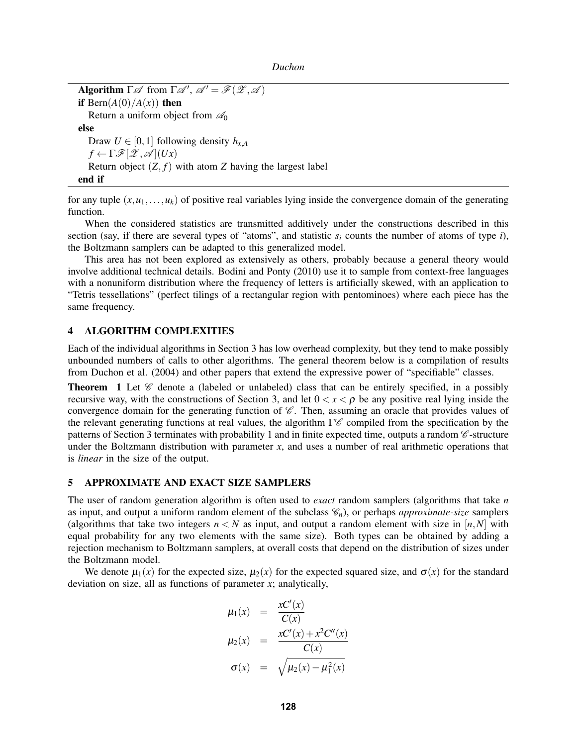**Algorithm** $\Gamma\mathscr{A}$ from $\Gamma\mathscr{A}'$, $\mathscr{A}' = \mathscr{F}(\mathscr{Z}, \mathscr{A})$

```
if Bern(A(0)/A(x)) then
    Return a uniform object from A_0
else
    Draw U ∈ [0,1] following density h_{x,A}
    f ← ΓF[Z, A](Ux)
    Return object (Z, f) with atom Z having the largest label
end if
```

for any tuple $(x, u_1, \ldots, u_k)$ of positive real variables lying inside the convergence domain of the generating function.

When the considered statistics are transmitted additively under the constructions described in this section (say, if there are several types of "atoms", and statistic $s_i$ counts the number of atoms of type $i$), the Boltzmann samplers can be adapted to this generalized model.

This area has not been explored as extensively as others, probably because a general theory would involve additional technical details. Bodini and Ponty (2010) use it to sample from context-free languages with a nonuniform distribution where the frequency of letters is artificially skewed, with an application to "Tetris tessellations" (perfect tilings of a rectangular region with pentominoes) where each piece has the same frequency.

## 4 ALGORITHM COMPLEXITIES

Each of the individual algorithms in Section 3 has low overhead complexity, but they tend to make possibly unbounded numbers of calls to other algorithms. The general theorem below is a compilation of results from Duchon et al. (2004) and other papers that extend the expressive power of "specifiable" classes.

**Theorem 1** Let $\mathscr{C}$ denote a (labeled or unlabeled) class that can be entirely specified, in a possibly recursive way, with the constructions of Section 3, and let $0 < x < \rho$ be any positive real lying inside the convergence domain for the generating function of $\mathscr{C}$. Then, assuming an oracle that provides values of the relevant generating functions at real values, the algorithm $\Gamma\mathscr{C}$ compiled from the specification by the patterns of Section 3 terminates with probability 1 and in finite expected time, outputs a random $\mathscr{C}$-structure under the Boltzmann distribution with parameter $x$, and uses a number of real arithmetic operations that is *linear* in the size of the output.

## 5 APPROXIMATE AND EXACT SIZE SAMPLERS

The user of random generation algorithm is often used to *exact* random samplers (algorithms that take $n$ as input, and output a uniform random element of the subclass $\mathscr{C}_n$), or perhaps *approximate-size* samplers (algorithms that take two integers $n < N$ as input, and output a random element with size in $[n, N]$ with equal probability for any two elements with the same size). Both types can be obtained by adding a rejection mechanism to Boltzmann samplers, at overall costs that depend on the distribution of sizes under the Boltzmann model.

We denote $\mu_1(x)$ for the expected size, $\mu_2(x)$ for the expected squared size, and $\sigma(x)$ for the standard deviation on size, all as functions of parameter $x$; analytically,

$$
\begin{aligned}
\mu_1(x) &= \frac{xC'(x)}{C(x)} \\
\mu_2(x) &= \frac{xC'(x) + x^2 C''(x)}{C(x)} \\
\sigma(x) &= \sqrt{\mu_2(x) - \mu_1^2(x)}
\end{aligned}
$$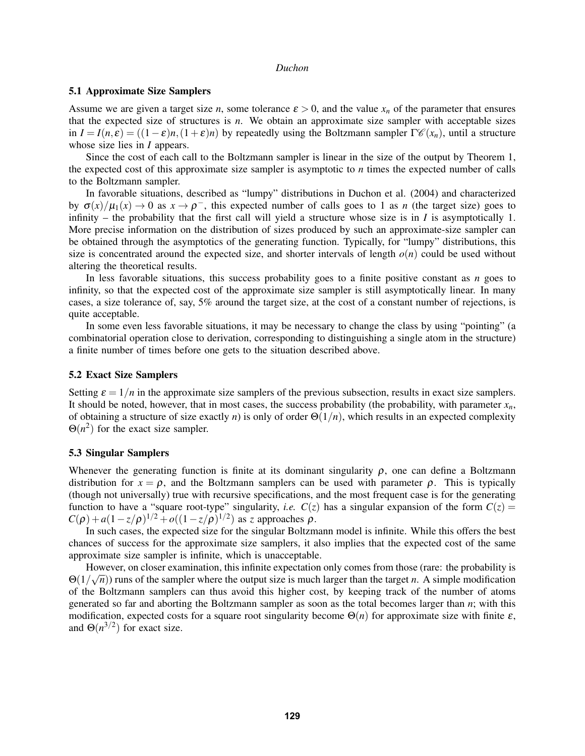### 5.1 Approximate Size Samplers

Assume we are given a target size $n$, some tolerance $\varepsilon > 0$, and the value $x_n$ of the parameter that ensures that the expected size of structures is $n$. We obtain an approximate size sampler with acceptable sizes in $I = I(n, \varepsilon) = ((1-\varepsilon)n, (1+\varepsilon)n)$ by repeatedly using the Boltzmann sampler $\Gamma\mathscr{C}(x_n)$, until a structure whose size lies in $I$ appears.

Since the cost of each call to the Boltzmann sampler is linear in the size of the output by Theorem 1, the expected cost of this approximate size sampler is asymptotic to $n$ times the expected number of calls to the Boltzmann sampler.

In favorable situations, described as "lumpy" distributions in Duchon et al. (2004) and characterized by $\sigma(x)/\mu_1(x) \to 0$ as $x \to \rho^-$, this expected number of calls goes to 1 as $n$ (the target size) goes to infinity – the probability that the first call will yield a structure whose size is in $I$ is asymptotically 1. More precise information on the distribution of sizes produced by such an approximate-size sampler can be obtained through the asymptotics of the generating function. Typically, for "lumpy" distributions, this size is concentrated around the expected size, and shorter intervals of length $o(n)$ could be used without altering the theoretical results.

In less favorable situations, this success probability goes to a finite positive constant as $n$ goes to infinity, so that the expected cost of the approximate size sampler is still asymptotically linear. In many cases, a size tolerance of, say, 5% around the target size, at the cost of a constant number of rejections, is quite acceptable.

In some even less favorable situations, it may be necessary to change the class by using "pointing" (a combinatorial operation close to derivation, corresponding to distinguishing a single atom in the structure) a finite number of times before one gets to the situation described above.

### 5.2 Exact Size Samplers

Setting $\varepsilon = 1/n$ in the approximate size samplers of the previous subsection, results in exact size samplers. It should be noted, however, that in most cases, the success probability (the probability, with parameter $x_n$, of obtaining a structure of size exactly $n$) is only of order $\Theta(1/n)$, which results in an expected complexity $\Theta(n^2)$ for the exact size sampler.

### 5.3 Singular Samplers

Whenever the generating function is finite at its dominant singularity $\rho$, one can define a Boltzmann distribution for $x = \rho$, and the Boltzmann samplers can be used with parameter $\rho$. This is typically (though not universally) true with recursive specifications, and the most frequent case is for the generating function to have a "square root-type" singularity, *i.e.* $C(z)$ has a singular expansion of the form $C(z) = C(\rho) + a(1 - z/\rho)^{1/2} + o((1 - z/\rho)^{1/2})$ as $z$ approaches $\rho$.

In such cases, the expected size for the singular Boltzmann model is infinite. While this offers the best chances of success for the approximate size samplers, it also implies that the expected cost of the same approximate size sampler is infinite, which is unacceptable.

However, on closer examination, this infinite expectation only comes from those (rare: the probability is $\Theta(1/\sqrt{n})$) runs of the sampler where the output size is much larger than the target $n$. A simple modification of the Boltzmann samplers can thus avoid this higher cost, by keeping track of the number of atoms generated so far and aborting the Boltzmann sampler as soon as the total becomes larger than $n$; with this modification, expected costs for a square root singularity become $\Theta(n)$ for approximate size with finite $\varepsilon$, and $\Theta(n^{3/2})$ for exact size.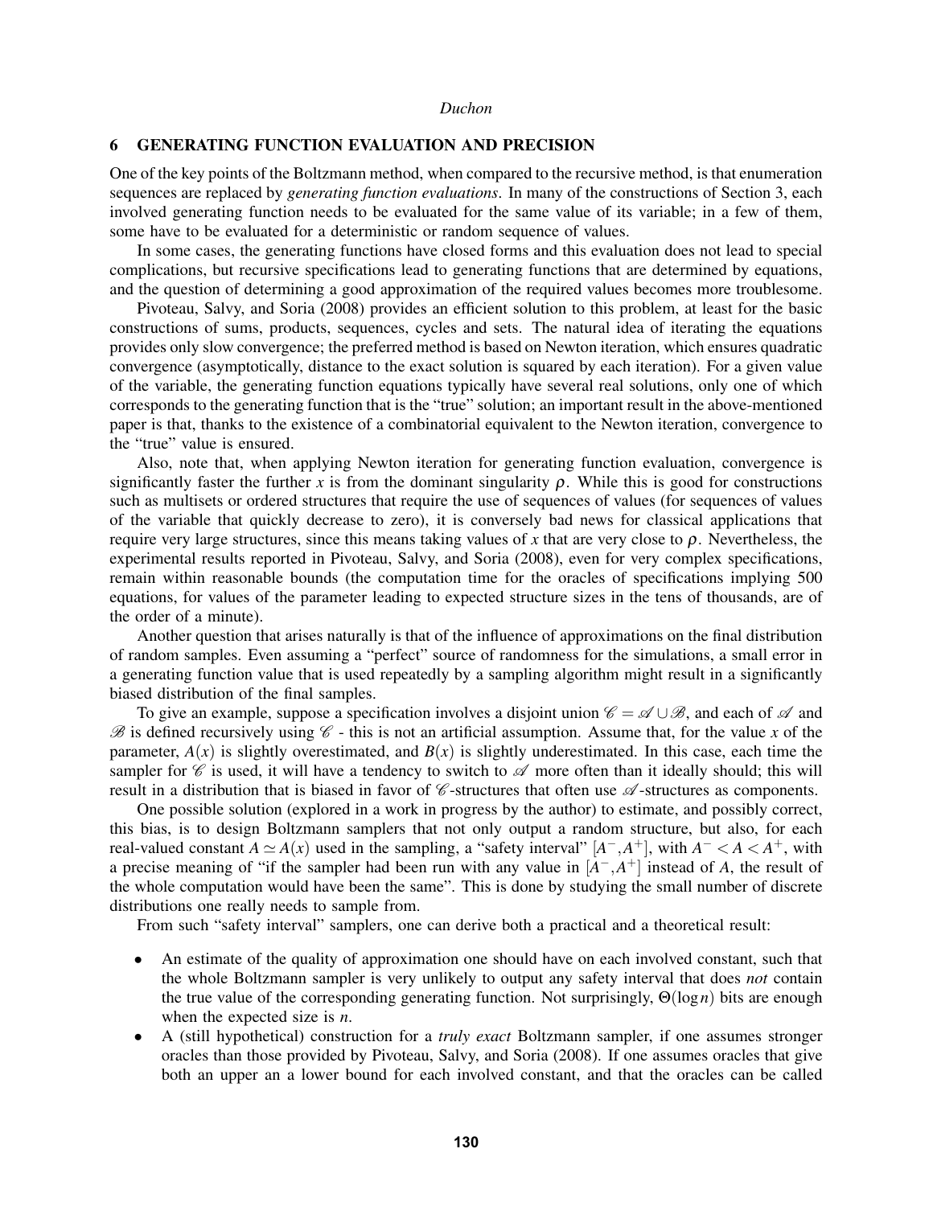## 6 GENERATING FUNCTION EVALUATION AND PRECISION

One of the key points of the Boltzmann method, when compared to the recursive method, is that enumeration sequences are replaced by *generating function evaluations*. In many of the constructions of Section 3, each involved generating function needs to be evaluated for the same value of its variable; in a few of them, some have to be evaluated for a deterministic or random sequence of values.

In some cases, the generating functions have closed forms and this evaluation does not lead to special complications, but recursive specifications lead to generating functions that are determined by equations, and the question of determining a good approximation of the required values becomes more troublesome.

Pivoteau, Salvy, and Soria (2008) provides an efficient solution to this problem, at least for the basic constructions of sums, products, sequences, cycles and sets. The natural idea of iterating the equations provides only slow convergence; the preferred method is based on Newton iteration, which ensures quadratic convergence (asymptotically, distance to the exact solution is squared by each iteration). For a given value of the variable, the generating function equations typically have several real solutions, only one of which corresponds to the generating function that is the "true" solution; an important result in the above-mentioned paper is that, thanks to the existence of a combinatorial equivalent to the Newton iteration, convergence to the "true" value is ensured.

Also, note that, when applying Newton iteration for generating function evaluation, convergence is significantly faster the further $x$ is from the dominant singularity $\rho$. While this is good for constructions such as multisets or ordered structures that require the use of sequences of values (for sequences of values of the variable that quickly decrease to zero), it is conversely bad news for classical applications that require very large structures, since this means taking values of $x$ that are very close to $\rho$. Nevertheless, the experimental results reported in Pivoteau, Salvy, and Soria (2008), even for very complex specifications, remain within reasonable bounds (the computation time for the oracles of specifications implying 500 equations, for values of the parameter leading to expected structure sizes in the tens of thousands, are of the order of a minute).

Another question that arises naturally is that of the influence of approximations on the final distribution of random samples. Even assuming a "perfect" source of randomness for the simulations, a small error in a generating function value that is used repeatedly by a sampling algorithm might result in a significantly biased distribution of the final samples.

To give an example, suppose a specification involves a disjoint union $\mathscr{C} = \mathscr{A} \cup \mathscr{B}$, and each of $\mathscr{A}$ and $\mathscr{B}$ is defined recursively using $\mathscr{C}$ - this is not an artificial assumption. Assume that, for the value $x$ of the parameter, $A(x)$ is slightly overestimated, and $B(x)$ is slightly underestimated. In this case, each time the sampler for $\mathscr{C}$ is used, it will have a tendency to switch to $\mathscr{A}$ more often than it ideally should; this will result in a distribution that is biased in favor of $\mathscr{C}$-structures that often use $\mathscr{A}$-structures as components.

One possible solution (explored in a work in progress by the author) to estimate, and possibly correct, this bias, is to design Boltzmann samplers that not only output a random structure, but also, for each real-valued constant $A \simeq A(x)$ used in the sampling, a "safety interval" $[A^-, A^+]$, with $A^- < A < A^+$, with a precise meaning of "if the sampler had been run with any value in $[A^-, A^+]$ instead of $A$, the result of the whole computation would have been the same". This is done by studying the small number of discrete distributions one really needs to sample from.

From such "safety interval" samplers, one can derive both a practical and a theoretical result:

- An estimate of the quality of approximation one should have on each involved constant, such that the whole Boltzmann sampler is very unlikely to output any safety interval that does *not* contain the true value of the corresponding generating function. Not surprisingly, $\Theta(\log n)$ bits are enough when the expected size is $n$.
- A (still hypothetical) construction for a *truly exact* Boltzmann sampler, if one assumes stronger oracles than those provided by Pivoteau, Salvy, and Soria (2008). If one assumes oracles that give both an upper an a lower bound for each involved constant, and that the oracles can be called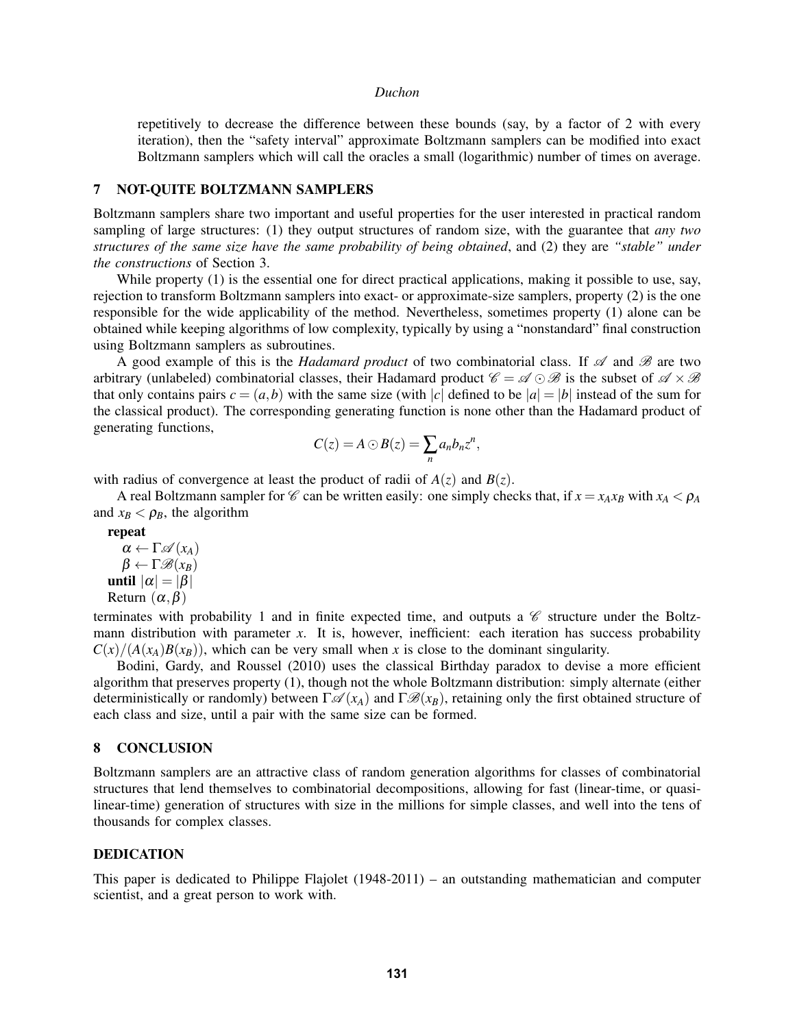repetitively to decrease the difference between these bounds (say, by a factor of 2 with every iteration), then the "safety interval" approximate Boltzmann samplers can be modified into exact Boltzmann samplers which will call the oracles a small (logarithmic) number of times on average.

## 7 NOT-QUITE BOLTZMANN SAMPLERS

Boltzmann samplers share two important and useful properties for the user interested in practical random sampling of large structures: (1) they output structures of random size, with the guarantee that *any two structures of the same size have the same probability of being obtained*, and (2) they are *"stable" under the constructions* of Section 3.

While property (1) is the essential one for direct practical applications, making it possible to use, say, rejection to transform Boltzmann samplers into exact- or approximate-size samplers, property (2) is the one responsible for the wide applicability of the method. Nevertheless, sometimes property (1) alone can be obtained while keeping algorithms of low complexity, typically by using a "nonstandard" final construction using Boltzmann samplers as subroutines.

A good example of this is the *Hadamard product* of two combinatorial class. If $\mathscr{A}$ and $\mathscr{B}$ are two arbitrary (unlabeled) combinatorial classes, their Hadamard product $\mathscr{C} = \mathscr{A} \odot \mathscr{B}$ is the subset of $\mathscr{A} \times \mathscr{B}$ that only contains pairs $c = (a,b)$ with the same size (with $|c|$ defined to be $|a| = |b|$ instead of the sum for the classical product). The corresponding generating function is none other than the Hadamard product of generating functions,

$$C(z) = A \odot B(z) = \sum_n a_n b_n z^n,$$

with radius of convergence at least the product of radii of $A(z)$ and $B(z)$.

A real Boltzmann sampler for $\mathscr{C}$ can be written easily: one simply checks that, if $x = x_A x_B$ with $x_A < \rho_A$ and $x_B < \rho_B$, the algorithm

**repeat**
  $\alpha \leftarrow \Gamma\mathscr{A}(x_A)$
  $\beta \leftarrow \Gamma\mathscr{B}(x_B)$
**until** $|\alpha| = |\beta|$
Return $(\alpha, \beta)$

terminates with probability 1 and in finite expected time, and outputs a $\mathscr{C}$ structure under the Boltzmann distribution with parameter $x$. It is, however, inefficient: each iteration has success probability $C(x)/(A(x_A)B(x_B))$, which can be very small when $x$ is close to the dominant singularity.

Bodini, Gardy, and Roussel (2010) uses the classical Birthday paradox to devise a more efficient algorithm that preserves property (1), though not the whole Boltzmann distribution: simply alternate (either deterministically or randomly) between $\Gamma\mathscr{A}(x_A)$ and $\Gamma\mathscr{B}(x_B)$, retaining only the first obtained structure of each class and size, until a pair with the same size can be formed.

## 8 CONCLUSION

Boltzmann samplers are an attractive class of random generation algorithms for classes of combinatorial structures that lend themselves to combinatorial decompositions, allowing for fast (linear-time, or quasi-linear-time) generation of structures with size in the millions for simple classes, and well into the tens of thousands for complex classes.

## DEDICATION

This paper is dedicated to Philippe Flajolet (1948-2011) – an outstanding mathematician and computer scientist, and a great person to work with.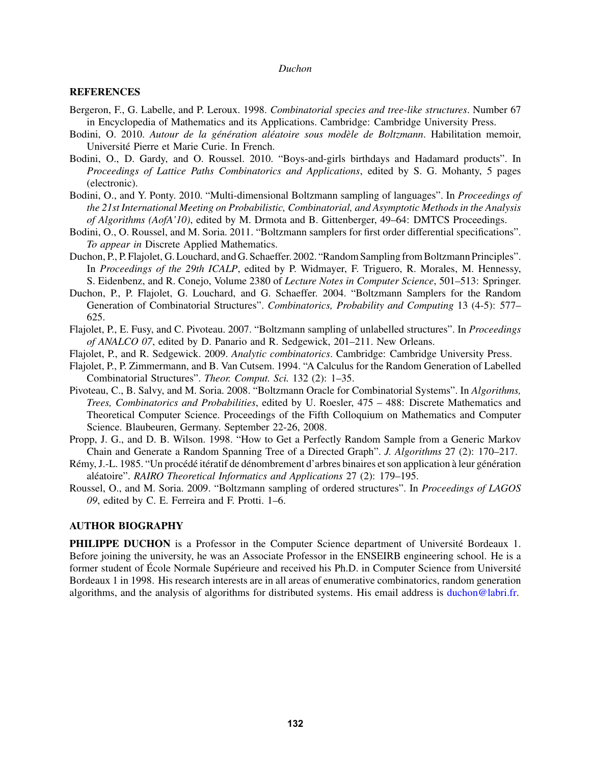## REFERENCES

Bergeron, F., G. Labelle, and P. Leroux. 1998. *Combinatorial species and tree-like structures*. Number 67 in Encyclopedia of Mathematics and its Applications. Cambridge: Cambridge University Press.

Bodini, O. 2010. *Autour de la génération aléatoire sous modèle de Boltzmann*. Habilitation memoir, Université Pierre et Marie Curie. In French.

Bodini, O., D. Gardy, and O. Roussel. 2010. "Boys-and-girls birthdays and Hadamard products". In *Proceedings of Lattice Paths Combinatorics and Applications*, edited by S. G. Mohanty, 5 pages (electronic).

Bodini, O., and Y. Ponty. 2010. "Multi-dimensional Boltzmann sampling of languages". In *Proceedings of the 21st International Meeting on Probabilistic, Combinatorial, and Asymptotic Methods in the Analysis of Algorithms (AofA'10)*, edited by M. Drmota and B. Gittenberger, 49–64: DMTCS Proceedings.

Bodini, O., O. Roussel, and M. Soria. 2011. "Boltzmann samplers for first order differential specifications". *To appear in* Discrete Applied Mathematics.

Duchon, P., P. Flajolet, G. Louchard, and G. Schaeffer. 2002. "Random Sampling from Boltzmann Principles". In *Proceedings of the 29th ICALP*, edited by P. Widmayer, F. Triguero, R. Morales, M. Hennessy, S. Eidenbenz, and R. Conejo, Volume 2380 of *Lecture Notes in Computer Science*, 501–513: Springer.

Duchon, P., P. Flajolet, G. Louchard, and G. Schaeffer. 2004. "Boltzmann Samplers for the Random Generation of Combinatorial Structures". *Combinatorics, Probability and Computing* 13 (4-5): 577–625.

Flajolet, P., E. Fusy, and C. Pivoteau. 2007. "Boltzmann sampling of unlabelled structures". In *Proceedings of ANALCO 07*, edited by D. Panario and R. Sedgewick, 201–211. New Orleans.

Flajolet, P., and R. Sedgewick. 2009. *Analytic combinatorics*. Cambridge: Cambridge University Press.

Flajolet, P., P. Zimmermann, and B. Van Cutsem. 1994. "A Calculus for the Random Generation of Labelled Combinatorial Structures". *Theor. Comput. Sci.* 132 (2): 1–35.

Pivoteau, C., B. Salvy, and M. Soria. 2008. "Boltzmann Oracle for Combinatorial Systems". In *Algorithms, Trees, Combinatorics and Probabilities*, edited by U. Roesler, 475 – 488: Discrete Mathematics and Theoretical Computer Science. Proceedings of the Fifth Colloquium on Mathematics and Computer Science. Blaubeuren, Germany. September 22-26, 2008.

Propp, J. G., and D. B. Wilson. 1998. "How to Get a Perfectly Random Sample from a Generic Markov Chain and Generate a Random Spanning Tree of a Directed Graph". *J. Algorithms* 27 (2): 170–217.

Rémy, J.-L. 1985. "Un procédé itératif de dénombrement d'arbres binaires et son application à leur génération aléatoire". *RAIRO Theoretical Informatics and Applications* 27 (2): 179–195.

Roussel, O., and M. Soria. 2009. "Boltzmann sampling of ordered structures". In *Proceedings of LAGOS 09*, edited by C. E. Ferreira and F. Protti. 1–6.

## AUTHOR BIOGRAPHY

**PHILIPPE DUCHON** is a Professor in the Computer Science department of Université Bordeaux 1. Before joining the university, he was an Associate Professor in the ENSEIRB engineering school. He is a former student of École Normale Supérieure and received his Ph.D. in Computer Science from Université Bordeaux 1 in 1998. His research interests are in all areas of enumerative combinatorics, random generation algorithms, and the analysis of algorithms for distributed systems. His email address is duchon@labri.fr.